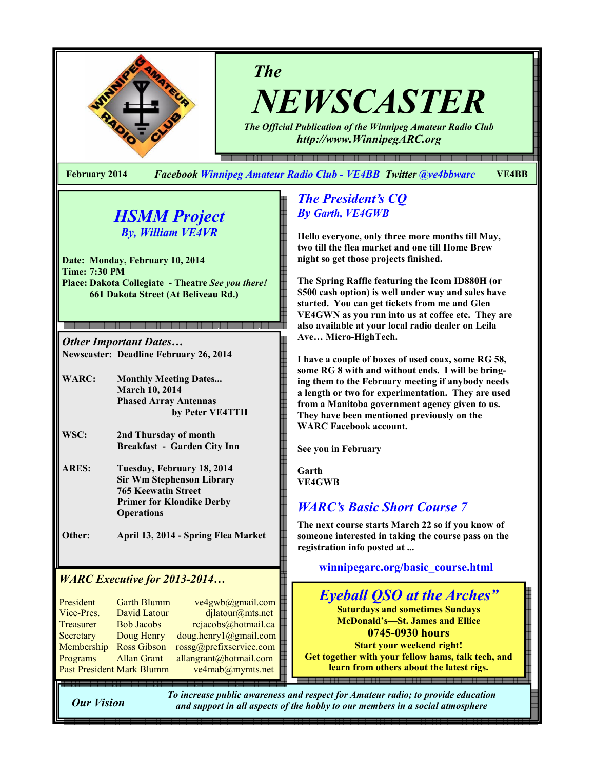# The NEWSCASTER

*The Official Publication of the Winnipeg Amateur Radio Club*
*http://www.WinnipegARC.org*

**February 2014** *Facebook Winnipeg Amateur Radio Club - VE4BB Twitter @ve4bbwarc* **VE4BB**

## HSMM Project
### By, William VE4VR

**Date: Monday, February 10, 2014**
**Time: 7:30 PM**
**Place: Dakota Collegiate - Theatre** ***See you there!***
**661 Dakota Street (At Beliveau Rd.)**

### *Other Important Dates…*

**Newscaster: Deadline February 26, 2014**

| | |
|---|---|
| **WARC:** | **Monthly Meeting Dates... March 10, 2014 Phased Array Antennas by Peter VE4TTH** |
| **WSC:** | **2nd Thursday of month Breakfast - Garden City Inn** |
| **ARES:** | **Tuesday, February 18, 2014 Sir Wm Stephenson Library 765 Keewatin Street Primer for Klondike Derby Operations** |
| **Other:** | **April 13, 2014 - Spring Flea Market** |

### *WARC Executive for 2013-2014…*

| | | |
|---|---|---|
| President | Garth Blumm | ve4gwb@gmail.com |
| Vice-Pres. | David Latour | djlatour@mts.net |
| Treasurer | Bob Jacobs | rcjacobs@hotmail.ca |
| Secretary | Doug Henry | doug.henry1@gmail.com |
| Membership | Ross Gibson | rossg@prefixservice.com |
| Programs | Allan Grant | allangrant@hotmail.com |
| Past President | Mark Blumm | ve4mab@mymts.net |

## The President's CQ
### By Garth, VE4GWB

**Hello everyone, only three more months till May, two till the flea market and one till Home Brew night so get those projects finished.**

**The Spring Raffle featuring the Icom ID880H (or $500 cash option) is well under way and sales have started. You can get tickets from me and Glen VE4GWN as you run into us at coffee etc. They are also available at your local radio dealer on Leila Ave… Micro-HighTech.**

**I have a couple of boxes of used coax, some RG 58, some RG 8 with and without ends. I will be bringing them to the February meeting if anybody needs a length or two for experimentation. They are used from a Manitoba government agency given to us. They have been mentioned previously on the WARC Facebook account.**

**See you in February**

**Garth**
**VE4GWB**

## WARC's Basic Short Course 7

**The next course starts March 22 so if you know of someone interested in taking the course pass on the registration info posted at ...**

**winnipegarc.org/basic_course.html**

## Eyeball QSO at the Arches"

**Saturdays and sometimes Sundays**
**McDonald's—St. James and Ellice**
**0745-0930 hours**
**Start your weekend right!**
**Get together with your fellow hams, talk tech, and learn from others about the latest rigs.**

***Our Vision*** *To increase public awareness and respect for Amateur radio; to provide education and support in all aspects of the hobby to our members in a social atmosphere*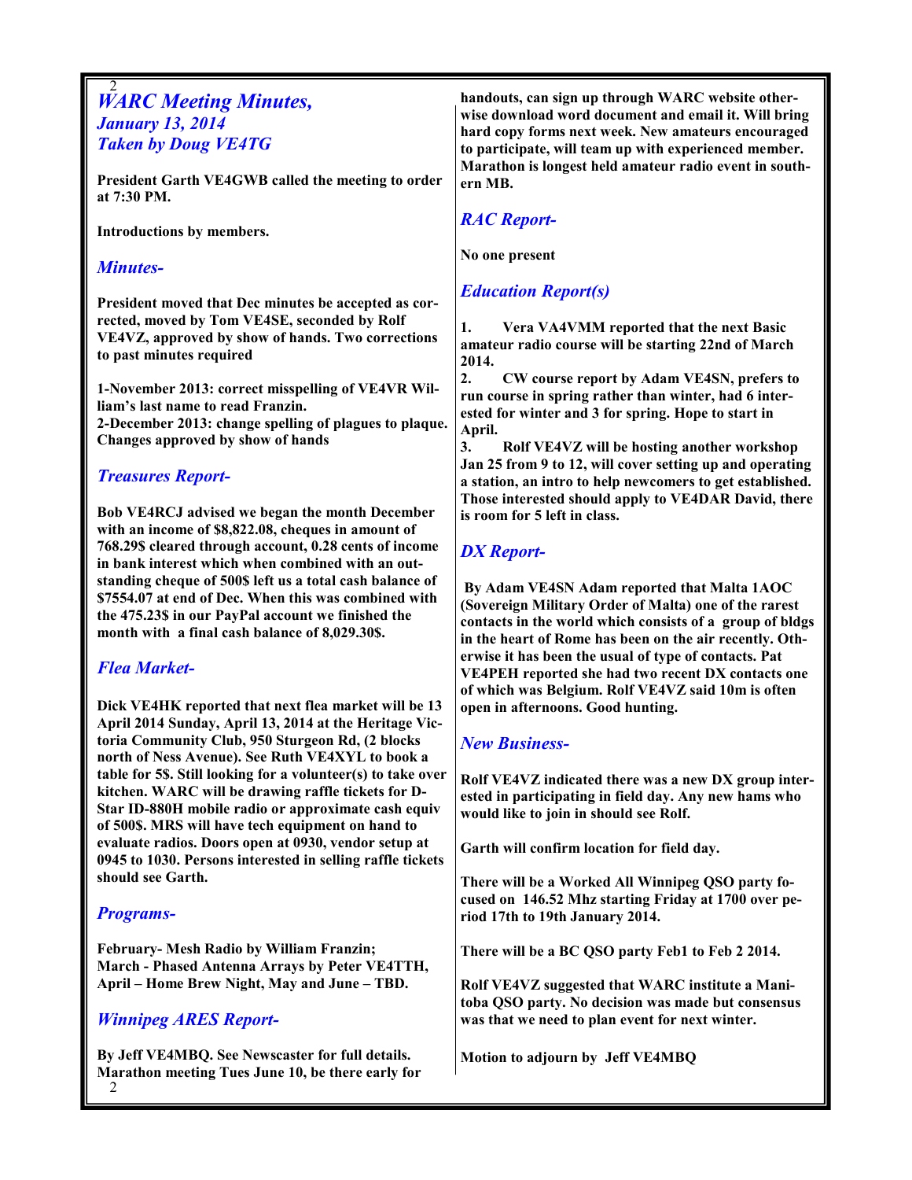# *WARC Meeting Minutes, January 13, 2014 Taken by Doug VE4TG*

**President Garth VE4GWB called the meeting to order at 7:30 PM.**

**Introductions by members.**

## *Minutes-*

**President moved that Dec minutes be accepted as corrected, moved by Tom VE4SE, seconded by Rolf VE4VZ, approved by show of hands. Two corrections to past minutes required**

**1-November 2013: correct misspelling of VE4VR William's last name to read Franzin.**
**2-December 2013: change spelling of plagues to plaque. Changes approved by show of hands**

## *Treasures Report-*

**Bob VE4RCJ advised we began the month December with an income of $8,822.08, cheques in amount of 768.29$ cleared through account, 0.28 cents of income in bank interest which when combined with an outstanding cheque of 500$ left us a total cash balance of $7554.07 at end of Dec. When this was combined with the 475.23$ in our PayPal account we finished the month with a final cash balance of 8,029.30$.**

## *Flea Market-*

**Dick VE4HK reported that next flea market will be 13 April 2014 Sunday, April 13, 2014 at the Heritage Victoria Community Club, 950 Sturgeon Rd, (2 blocks north of Ness Avenue). See Ruth VE4XYL to book a table for 5$. Still looking for a volunteer(s) to take over kitchen. WARC will be drawing raffle tickets for D-Star ID-880H mobile radio or approximate cash equiv of 500$. MRS will have tech equipment on hand to evaluate radios. Doors open at 0930, vendor setup at 0945 to 1030. Persons interested in selling raffle tickets should see Garth.**

## *Programs-*

**February- Mesh Radio by William Franzin;**
**March - Phased Antenna Arrays by Peter VE4TTH,**
**April – Home Brew Night, May and June – TBD.**

## *Winnipeg ARES Report-*

**By Jeff VE4MBQ. See Newscaster for full details. Marathon meeting Tues June 10, be there early for handouts, can sign up through WARC website otherwise download word document and email it. Will bring hard copy forms next week. New amateurs encouraged to participate, will team up with experienced member. Marathon is longest held amateur radio event in southern MB.**

## *RAC Report-*

**No one present**

## *Education Report(s)*

1. **Vera VA4VMM reported that the next Basic amateur radio course will be starting 22nd of March 2014.**
2. **CW course report by Adam VE4SN, prefers to run course in spring rather than winter, had 6 interested for winter and 3 for spring. Hope to start in April.**
3. **Rolf VE4VZ will be hosting another workshop Jan 25 from 9 to 12, will cover setting up and operating a station, an intro to help newcomers to get established. Those interested should apply to VE4DAR David, there is room for 5 left in class.**

## *DX Report-*

**By Adam VE4SN Adam reported that Malta 1AOC (Sovereign Military Order of Malta) one of the rarest contacts in the world which consists of a group of bldgs in the heart of Rome has been on the air recently. Otherwise it has been the usual of type of contacts. Pat VE4PEH reported she had two recent DX contacts one of which was Belgium. Rolf VE4VZ said 10m is often open in afternoons. Good hunting.**

## *New Business-*

**Rolf VE4VZ indicated there was a new DX group interested in participating in field day. Any new hams who would like to join in should see Rolf.**

**Garth will confirm location for field day.**

**There will be a Worked All Winnipeg QSO party focused on 146.52 Mhz starting Friday at 1700 over period 17th to 19th January 2014.**

**There will be a BC QSO party Feb1 to Feb 2 2014.**

**Rolf VE4VZ suggested that WARC institute a Manitoba QSO party. No decision was made but consensus was that we need to plan event for next winter.**

**Motion to adjourn by Jeff VE4MBQ**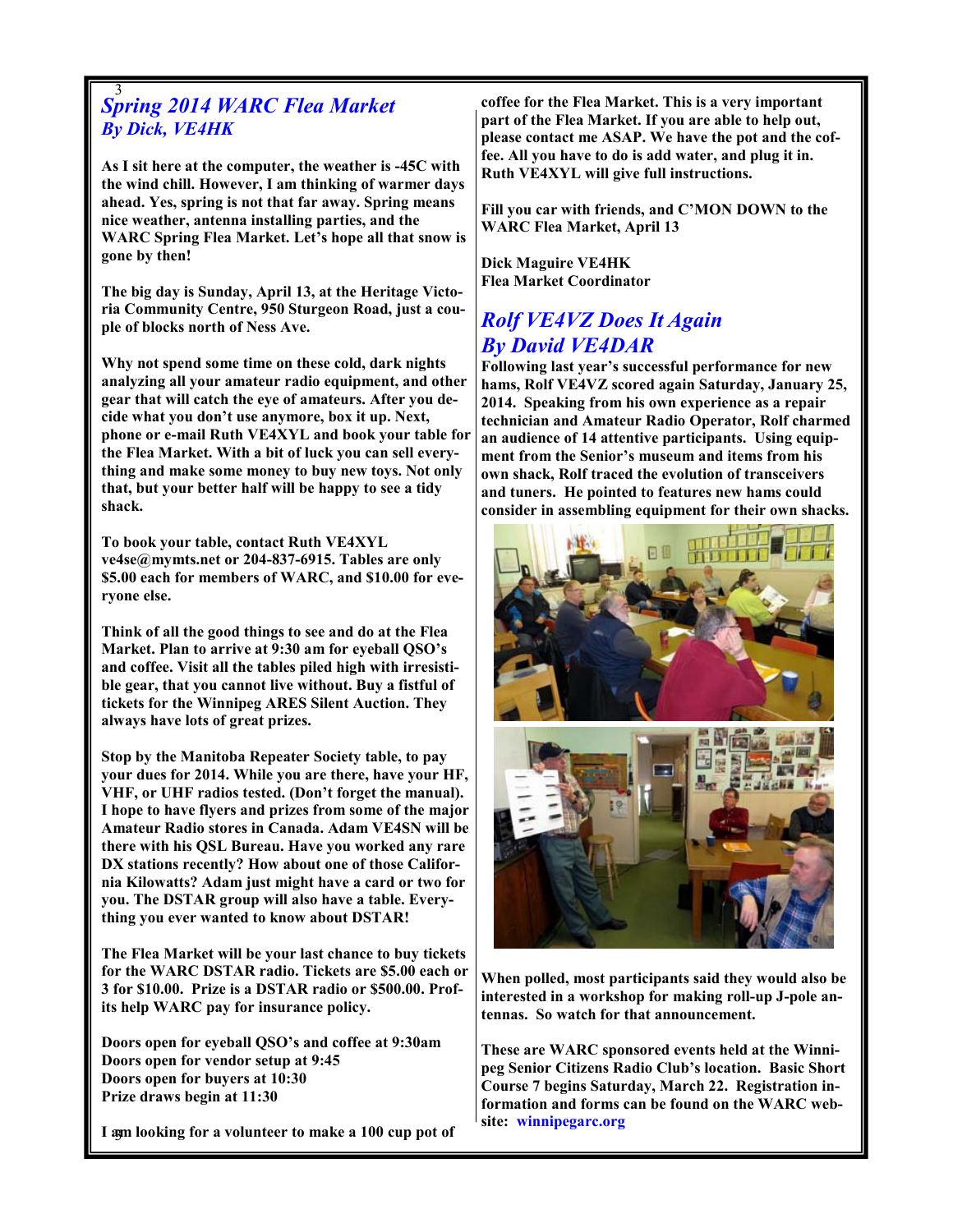## *Spring 2014 WARC Flea Market*
### *By Dick, VE4HK*

**As I sit here at the computer, the weather is -45C with the wind chill. However, I am thinking of warmer days ahead. Yes, spring is not that far away. Spring means nice weather, antenna installing parties, and the WARC Spring Flea Market. Let's hope all that snow is gone by then!**

**The big day is Sunday, April 13, at the Heritage Victoria Community Centre, 950 Sturgeon Road, just a couple of blocks north of Ness Ave.**

**Why not spend some time on these cold, dark nights analyzing all your amateur radio equipment, and other gear that will catch the eye of amateurs. After you decide what you don't use anymore, box it up. Next, phone or e-mail Ruth VE4XYL and book your table for the Flea Market. With a bit of luck you can sell everything and make some money to buy new toys. Not only that, but your better half will be happy to see a tidy shack.**

**To book your table, contact Ruth VE4XYL ve4se@mymts.net or 204-837-6915. Tables are only $5.00 each for members of WARC, and $10.00 for everyone else.**

**Think of all the good things to see and do at the Flea Market. Plan to arrive at 9:30 am for eyeball QSO's and coffee. Visit all the tables piled high with irresistible gear, that you cannot live without. Buy a fistful of tickets for the Winnipeg ARES Silent Auction. They always have lots of great prizes.**

**Stop by the Manitoba Repeater Society table, to pay your dues for 2014. While you are there, have your HF, VHF, or UHF radios tested. (Don't forget the manual). I hope to have flyers and prizes from some of the major Amateur Radio stores in Canada. Adam VE4SN will be there with his QSL Bureau. Have you worked any rare DX stations recently? How about one of those California Kilowatts? Adam just might have a card or two for you. The DSTAR group will also have a table. Everything you ever wanted to know about DSTAR!**

**The Flea Market will be your last chance to buy tickets for the WARC DSTAR radio. Tickets are $5.00 each or 3 for $10.00. Prize is a DSTAR radio or $500.00. Profits help WARC pay for insurance policy.**

**Doors open for eyeball QSO's and coffee at 9:30am**
**Doors open for vendor setup at 9:45**
**Doors open for buyers at 10:30**
**Prize draws begin at 11:30**

**I am looking for a volunteer to make a 100 cup pot of coffee for the Flea Market. This is a very important part of the Flea Market. If you are able to help out, please contact me ASAP. We have the pot and the coffee. All you have to do is add water, and plug it in. Ruth VE4XYL will give full instructions.**

**Fill you car with friends, and C'MON DOWN to the WARC Flea Market, April 13**

**Dick Maguire VE4HK**
**Flea Market Coordinator**

## *Rolf VE4VZ Does It Again*
### *By David VE4DAR*

**Following last year's successful performance for new hams, Rolf VE4VZ scored again Saturday, January 25, 2014. Speaking from his own experience as a repair technician and Amateur Radio Operator, Rolf charmed an audience of 14 attentive participants. Using equipment from the Senior's museum and items from his own shack, Rolf traced the evolution of transceivers and tuners. He pointed to features new hams could consider in assembling equipment for their own shacks.**

**When polled, most participants said they would also be interested in a workshop for making roll-up J-pole antennas. So watch for that announcement.**

**These are WARC sponsored events held at the Winnipeg Senior Citizens Radio Club's location. Basic Short Course 7 begins Saturday, March 22. Registration information and forms can be found on the WARC website: winnipegarc.org**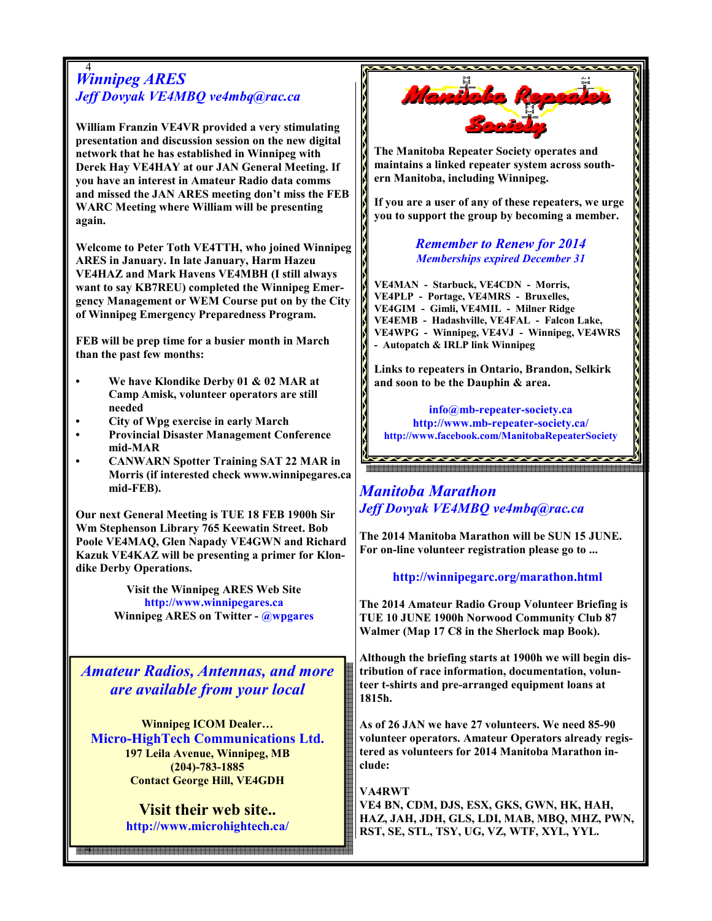## Winnipeg ARES

*Jeff Dovyak VE4MBQ ve4mbq@rac.ca*

**William Franzin VE4VR provided a very stimulating presentation and discussion session on the new digital network that he has established in Winnipeg with Derek Hay VE4HAY at our JAN General Meeting. If you have an interest in Amateur Radio data comms and missed the JAN ARES meeting don't miss the FEB WARC Meeting where William will be presenting again.**

**Welcome to Peter Toth VE4TTH, who joined Winnipeg ARES in January. In late January, Harm Hazeu VE4HAZ and Mark Havens VE4MBH (I still always want to say KB7REU) completed the Winnipeg Emergency Management or WEM Course put on by the City of Winnipeg Emergency Preparedness Program.**

**FEB will be prep time for a busier month in March than the past few months:**

- **We have Klondike Derby 01 & 02 MAR at Camp Amisk, volunteer operators are still needed**
- **City of Wpg exercise in early March**
- **Provincial Disaster Management Conference mid-MAR**
- **CANWARN Spotter Training SAT 22 MAR in Morris (if interested check www.winnipegares.ca mid-FEB).**

**Our next General Meeting is TUE 18 FEB 1900h Sir Wm Stephenson Library 765 Keewatin Street. Bob Poole VE4MAQ, Glen Napady VE4GWN and Richard Kazuk VE4KAZ will be presenting a primer for Klondike Derby Operations.**

**Visit the Winnipeg ARES Web Site**
**http://www.winnipegares.ca**
**Winnipeg ARES on Twitter - @wpgares**

---

*Amateur Radios, Antennas, and more are available from your local*

**Winnipeg ICOM Dealer…**
**Micro-HighTech Communications Ltd.**
**197 Leila Avenue, Winnipeg, MB**
**(204)-783-1885**
**Contact George Hill, VE4GDH**

**Visit their web site..**
**http://www.microhightech.ca/**

---

## Manitoba Repeater Society

**The Manitoba Repeater Society operates and maintains a linked repeater system across southern Manitoba, including Winnipeg.**

**If you are a user of any of these repeaters, we urge you to support the group by becoming a member.**

***Remember to Renew for 2014***
***Memberships expired December 31***

**VE4MAN - Starbuck, VE4CDN - Morris, VE4PLP - Portage, VE4MRS - Bruxelles, VE4GIM - Gimli, VE4MIL - Milner Ridge VE4EMB - Hadashville, VE4FAL - Falcon Lake, VE4WPG - Winnipeg, VE4VJ - Winnipeg, VE4WRS - Autopatch & IRLP link Winnipeg**

**Links to repeaters in Ontario, Brandon, Selkirk and soon to be the Dauphin & area.**

**info@mb-repeater-society.ca**
**http://www.mb-repeater-society.ca/**
**http://www.facebook.com/ManitobaRepeaterSociety**

---

## Manitoba Marathon

*Jeff Dovyak VE4MBQ ve4mbq@rac.ca*

**The 2014 Manitoba Marathon will be SUN 15 JUNE. For on-line volunteer registration please go to ...**

**http://winnipegarc.org/marathon.html**

**The 2014 Amateur Radio Group Volunteer Briefing is TUE 10 JUNE 1900h Norwood Community Club 87 Walmer (Map 17 C8 in the Sherlock map Book).**

**Although the briefing starts at 1900h we will begin distribution of race information, documentation, volunteer t-shirts and pre-arranged equipment loans at 1815h.**

**As of 26 JAN we have 27 volunteers. We need 85-90 volunteer operators. Amateur Operators already registered as volunteers for 2014 Manitoba Marathon include:**

**VA4RWT**
**VE4 BN, CDM, DJS, ESX, GKS, GWN, HK, HAH, HAZ, JAH, JDH, GLS, LDI, MAB, MBQ, MHZ, PWN, RST, SE, STL, TSY, UG, VZ, WTF, XYL, YYL.**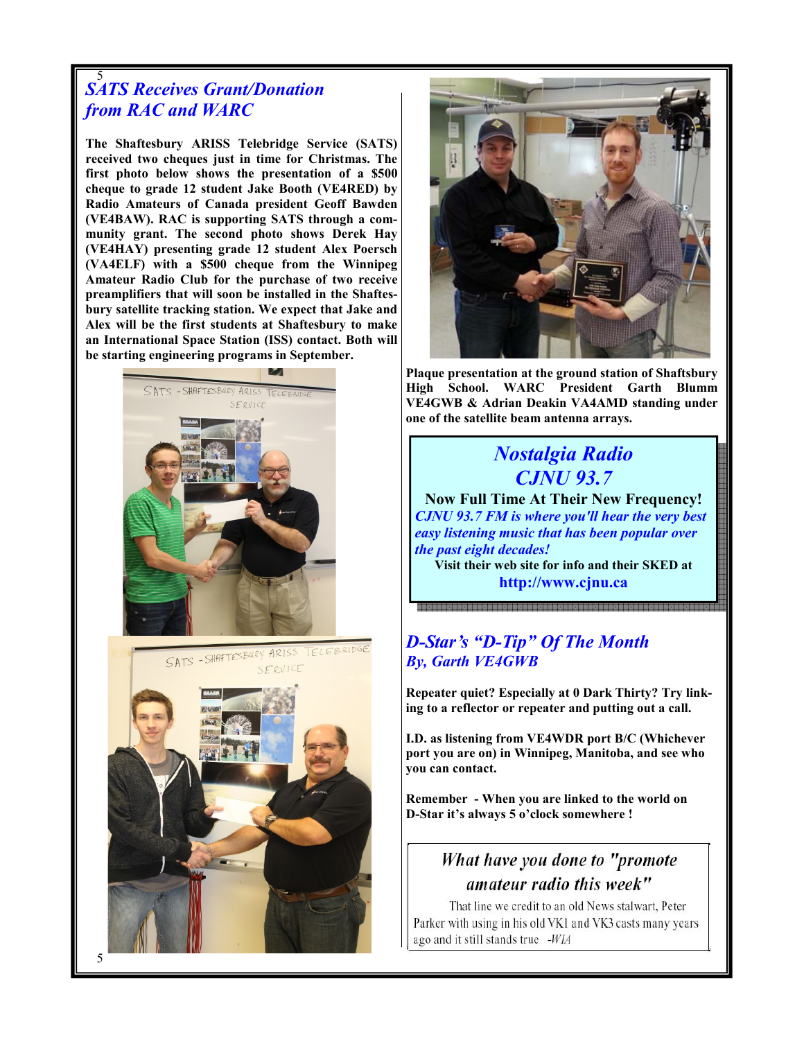## *SATS Receives Grant/Donation from RAC and WARC*

**The Shaftesbury ARISS Telebridge Service (SATS) received two cheques just in time for Christmas. The first photo below shows the presentation of a $500 cheque to grade 12 student Jake Booth (VE4RED) by Radio Amateurs of Canada president Geoff Bawden (VE4BAW). RAC is supporting SATS through a community grant. The second photo shows Derek Hay (VE4HAY) presenting grade 12 student Alex Poersch (VA4ELF) with a $500 cheque from the Winnipeg Amateur Radio Club for the purchase of two receive preamplifiers that will soon be installed in the Shaftesbury satellite tracking station. We expect that Jake and Alex will be the first students at Shaftesbury to make an International Space Station (ISS) contact. Both will be starting engineering programs in September.**

**Plaque presentation at the ground station of Shaftsbury High School. WARC President Garth Blumm VE4GWB & Adrian Deakin VA4AMD standing under one of the satellite beam antenna arrays.**

## *Nostalgia Radio CJNU 93.7*

**Now Full Time At Their New Frequency!**

***CJNU 93.7 FM is where you'll hear the very best easy listening music that has been popular over the past eight decades!***

**Visit their web site for info and their SKED at**

**http://www.cjnu.ca**

## *D-Star's "D-Tip" Of The Month*

### *By, Garth VE4GWB*

**Repeater quiet? Especially at 0 Dark Thirty? Try linking to a reflector or repeater and putting out a call.**

**I.D. as listening from VE4WDR port B/C (Whichever port you are on) in Winnipeg, Manitoba, and see who you can contact.**

**Remember - When you are linked to the world on D-Star it's always 5 o'clock somewhere !**

*What have you done to "promote amateur radio this week"*

That line we credit to an old News stalwart, Peter Parker with using in his old VK1 and VK3 casts many years ago and it still stands true -*WIA*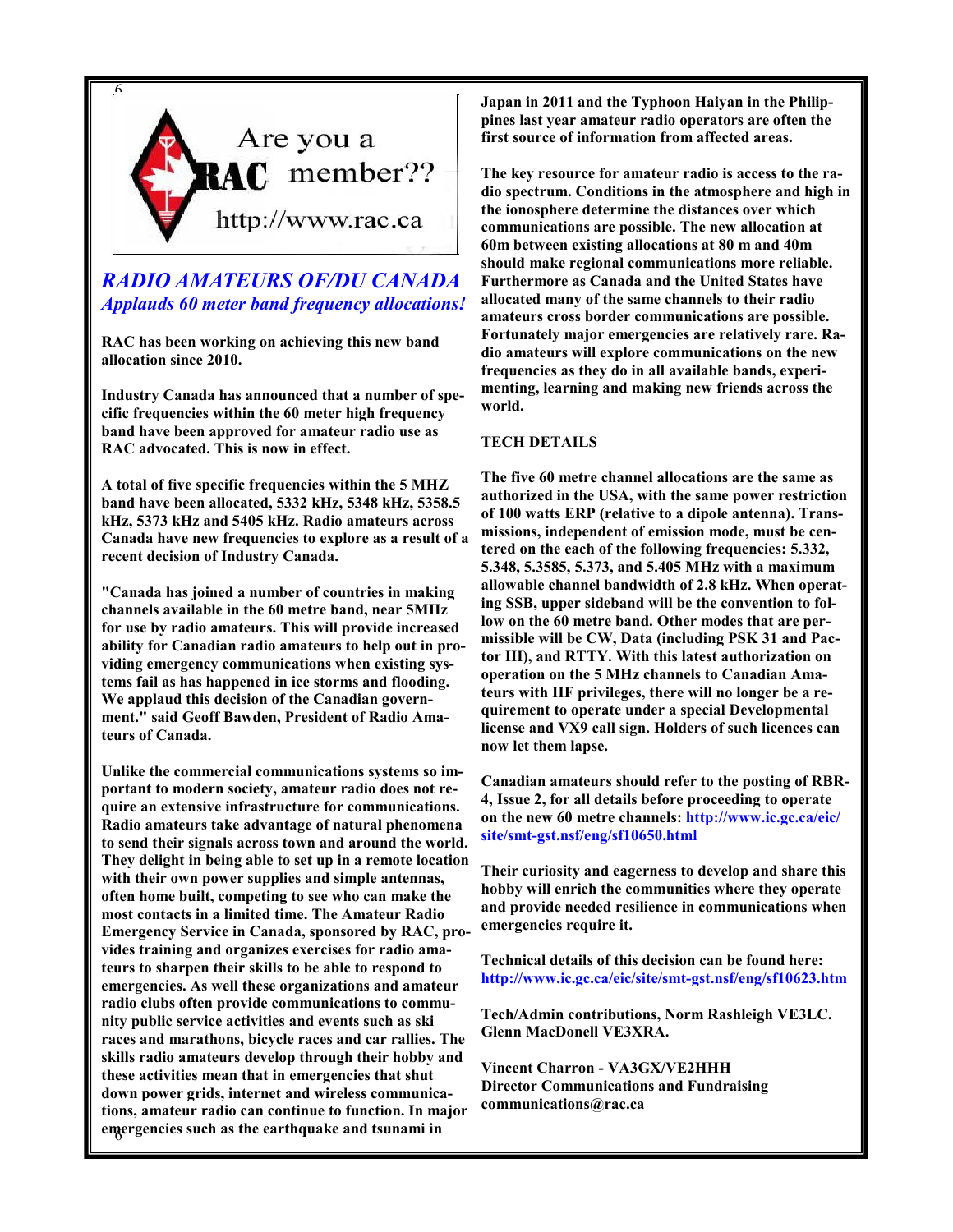Are you a RAC member?? http://www.rac.ca

## *RADIO AMATEURS OF/DU CANADA*

### *Applauds 60 meter band frequency allocations!*

**RAC has been working on achieving this new band allocation since 2010.**

**Industry Canada has announced that a number of specific frequencies within the 60 meter high frequency band have been approved for amateur radio use as RAC advocated. This is now in effect.**

**A total of five specific frequencies within the 5 MHZ band have been allocated, 5332 kHz, 5348 kHz, 5358.5 kHz, 5373 kHz and 5405 kHz. Radio amateurs across Canada have new frequencies to explore as a result of a recent decision of Industry Canada.**

**"Canada has joined a number of countries in making channels available in the 60 metre band, near 5MHz for use by radio amateurs. This will provide increased ability for Canadian radio amateurs to help out in providing emergency communications when existing systems fail as has happened in ice storms and flooding. We applaud this decision of the Canadian government." said Geoff Bawden, President of Radio Amateurs of Canada.**

**Unlike the commercial communications systems so important to modern society, amateur radio does not require an extensive infrastructure for communications. Radio amateurs take advantage of natural phenomena to send their signals across town and around the world. They delight in being able to set up in a remote location with their own power supplies and simple antennas, often home built, competing to see who can make the most contacts in a limited time. The Amateur Radio Emergency Service in Canada, sponsored by RAC, provides training and organizes exercises for radio amateurs to sharpen their skills to be able to respond to emergencies. As well these organizations and amateur radio clubs often provide communications to community public service activities and events such as ski races and marathons, bicycle races and car rallies. The skills radio amateurs develop through their hobby and these activities mean that in emergencies that shut down power grids, internet and wireless communications, amateur radio can continue to function. In major emergencies such as the earthquake and tsunami in Japan in 2011 and the Typhoon Haiyan in the Philippines last year amateur radio operators are often the first source of information from affected areas.**

**The key resource for amateur radio is access to the radio spectrum. Conditions in the atmosphere and high in the ionosphere determine the distances over which communications are possible. The new allocation at 60m between existing allocations at 80 m and 40m should make regional communications more reliable. Furthermore as Canada and the United States have allocated many of the same channels to their radio amateurs cross border communications are possible. Fortunately major emergencies are relatively rare. Radio amateurs will explore communications on the new frequencies as they do in all available bands, experimenting, learning and making new friends across the world.**

**TECH DETAILS**

**The five 60 metre channel allocations are the same as authorized in the USA, with the same power restriction of 100 watts ERP (relative to a dipole antenna). Transmissions, independent of emission mode, must be centered on the each of the following frequencies: 5.332, 5.348, 5.3585, 5.373, and 5.405 MHz with a maximum allowable channel bandwidth of 2.8 kHz. When operating SSB, upper sideband will be the convention to follow on the 60 metre band. Other modes that are permissible will be CW, Data (including PSK 31 and Pactor III), and RTTY. With this latest authorization on operation on the 5 MHz channels to Canadian Amateurs with HF privileges, there will no longer be a requirement to operate under a special Developmental license and VX9 call sign. Holders of such licences can now let them lapse.**

**Canadian amateurs should refer to the posting of RBR-4, Issue 2, for all details before proceeding to operate on the new 60 metre channels: http://www.ic.gc.ca/eic/site/smt-gst.nsf/eng/sf10650.html**

**Their curiosity and eagerness to develop and share this hobby will enrich the communities where they operate and provide needed resilience in communications when emergencies require it.**

**Technical details of this decision can be found here: http://www.ic.gc.ca/eic/site/smt-gst.nsf/eng/sf10623.htm**

**Tech/Admin contributions, Norm Rashleigh VE3LC. Glenn MacDonell VE3XRA.**

**Vincent Charron - VA3GX/VE2HHH**
**Director Communications and Fundraising**
**communications@rac.ca**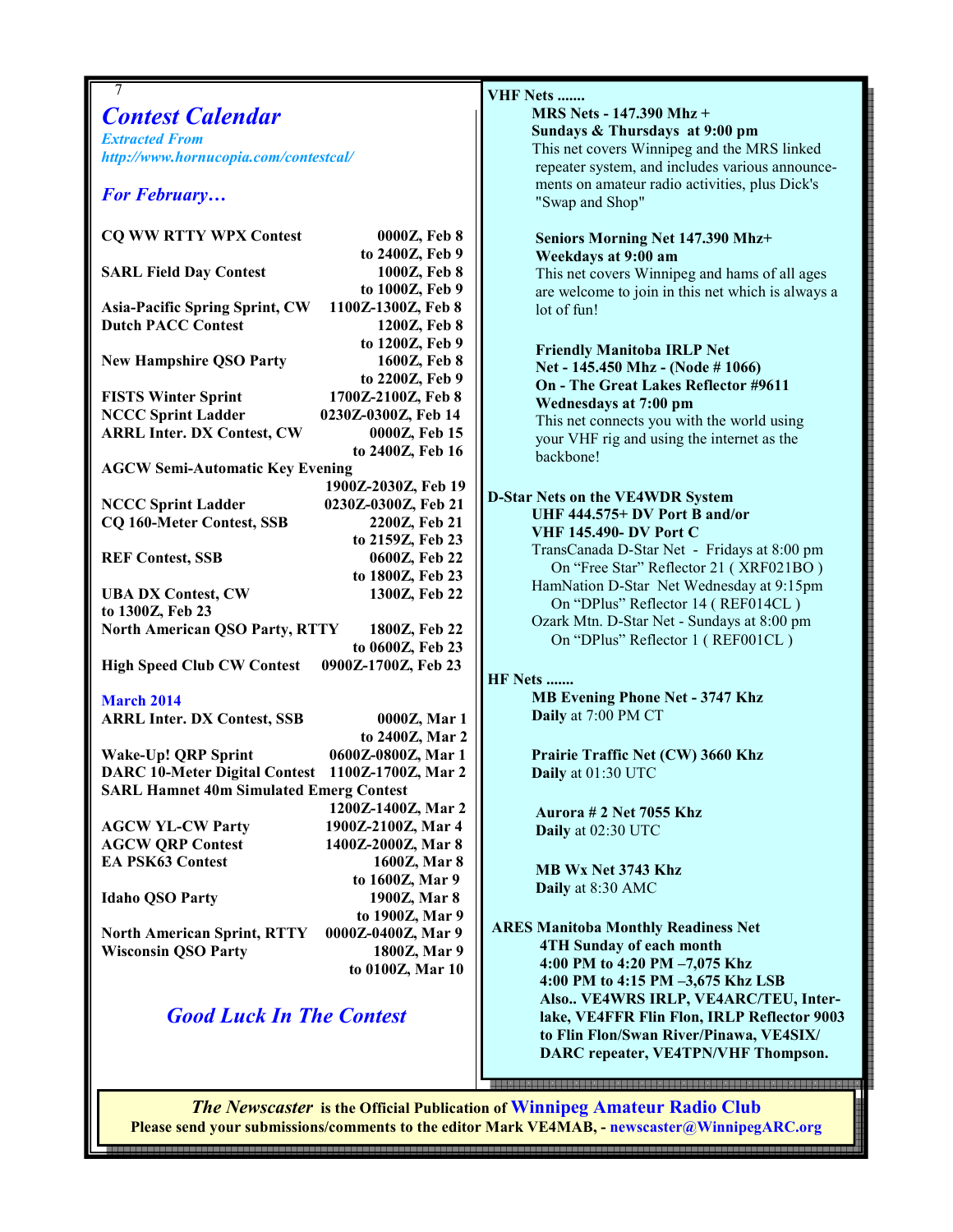## Contest Calendar

*Extracted From*
*http://www.hornucopia.com/contestcal/*

### *For February…*

| | |
|---|---|
| **CQ WW RTTY WPX Contest** | **0000Z, Feb 8 to 2400Z, Feb 9** |
| **SARL Field Day Contest** | **1000Z, Feb 8 to 1000Z, Feb 9** |
| **Asia-Pacific Spring Sprint, CW** | **1100Z-1300Z, Feb 8** |
| **Dutch PACC Contest** | **1200Z, Feb 8 to 1200Z, Feb 9** |
| **New Hampshire QSO Party** | **1600Z, Feb 8 to 2200Z, Feb 9** |
| **FISTS Winter Sprint** | **1700Z-2100Z, Feb 8** |
| **NCCC Sprint Ladder** | **0230Z-0300Z, Feb 14** |
| **ARRL Inter. DX Contest, CW** | **0000Z, Feb 15 to 2400Z, Feb 16** |
| **AGCW Semi-Automatic Key Evening** | **1900Z-2030Z, Feb 19** |
| **NCCC Sprint Ladder** | **0230Z-0300Z, Feb 21** |
| **CQ 160-Meter Contest, SSB** | **2200Z, Feb 21 to 2159Z, Feb 23** |
| **REF Contest, SSB** | **0600Z, Feb 22 to 1800Z, Feb 23** |
| **UBA DX Contest, CW** | **1300Z, Feb 22 to 1300Z, Feb 23** |
| **North American QSO Party, RTTY** | **1800Z, Feb 22 to 0600Z, Feb 23** |
| **High Speed Club CW Contest** | **0900Z-1700Z, Feb 23** |

### March 2014

| | |
|---|---|
| **ARRL Inter. DX Contest, SSB** | **0000Z, Mar 1 to 2400Z, Mar 2** |
| **Wake-Up! QRP Sprint** | **0600Z-0800Z, Mar 1** |
| **DARC 10-Meter Digital Contest** | **1100Z-1700Z, Mar 2** |
| **SARL Hamnet 40m Simulated Emerg Contest** | **1200Z-1400Z, Mar 2** |
| **AGCW YL-CW Party** | **1900Z-2100Z, Mar 4** |
| **AGCW QRP Contest** | **1400Z-2000Z, Mar 8** |
| **EA PSK63 Contest** | **1600Z, Mar 8 to 1600Z, Mar 9** |
| **Idaho QSO Party** | **1900Z, Mar 8 to 1900Z, Mar 9** |
| **North American Sprint, RTTY** | **0000Z-0400Z, Mar 9** |
| **Wisconsin QSO Party** | **1800Z, Mar 9 to 0100Z, Mar 10** |

## *Good Luck In The Contest*

**VHF Nets .......**

**MRS Nets - 147.390 Mhz +**
**Sundays & Thursdays at 9:00 pm**
This net covers Winnipeg and the MRS linked repeater system, and includes various announcements on amateur radio activities, plus Dick's "Swap and Shop"

**Seniors Morning Net 147.390 Mhz+**
**Weekdays at 9:00 am**
This net covers Winnipeg and hams of all ages are welcome to join in this net which is always a lot of fun!

**Friendly Manitoba IRLP Net**
**Net - 145.450 Mhz - (Node # 1066)**
**On - The Great Lakes Reflector #9611**
**Wednesdays at 7:00 pm**
This net connects you with the world using your VHF rig and using the internet as the backbone!

**D-Star Nets on the VE4WDR System**
**UHF 444.575+ DV Port B and/or**
**VHF 145.490- DV Port C**
TransCanada D-Star Net - Fridays at 8:00 pm
On "Free Star" Reflector 21 ( XRF021BO )
HamNation D-Star Net Wednesday at 9:15pm
On "DPlus" Reflector 14 ( REF014CL )
Ozark Mtn. D-Star Net - Sundays at 8:00 pm
On "DPlus" Reflector 1 ( REF001CL )

**HF Nets .......**

**MB Evening Phone Net - 3747 Khz**
**Daily** at 7:00 PM CT

**Prairie Traffic Net (CW) 3660 Khz**
**Daily** at 01:30 UTC

**Aurora # 2 Net 7055 Khz**
**Daily** at 02:30 UTC

**MB Wx Net 3743 Khz**
**Daily** at 8:30 AMC

**ARES Manitoba Monthly Readiness Net**
**4TH Sunday of each month**
**4:00 PM to 4:20 PM –7,075 Khz**
**4:00 PM to 4:15 PM –3,675 Khz LSB**
**Also.. VE4WRS IRLP, VE4ARC/TEU, Interlake, VE4FFR Flin Flon, IRLP Reflector 9003 to Flin Flon/Swan River/Pinawa, VE4SIX/ DARC repeater, VE4TPN/VHF Thompson.**

***The Newscaster*** **is the Official Publication of Winnipeg Amateur Radio Club**
**Please send your submissions/comments to the editor Mark VE4MAB, - newscaster@WinnipegARC.org**